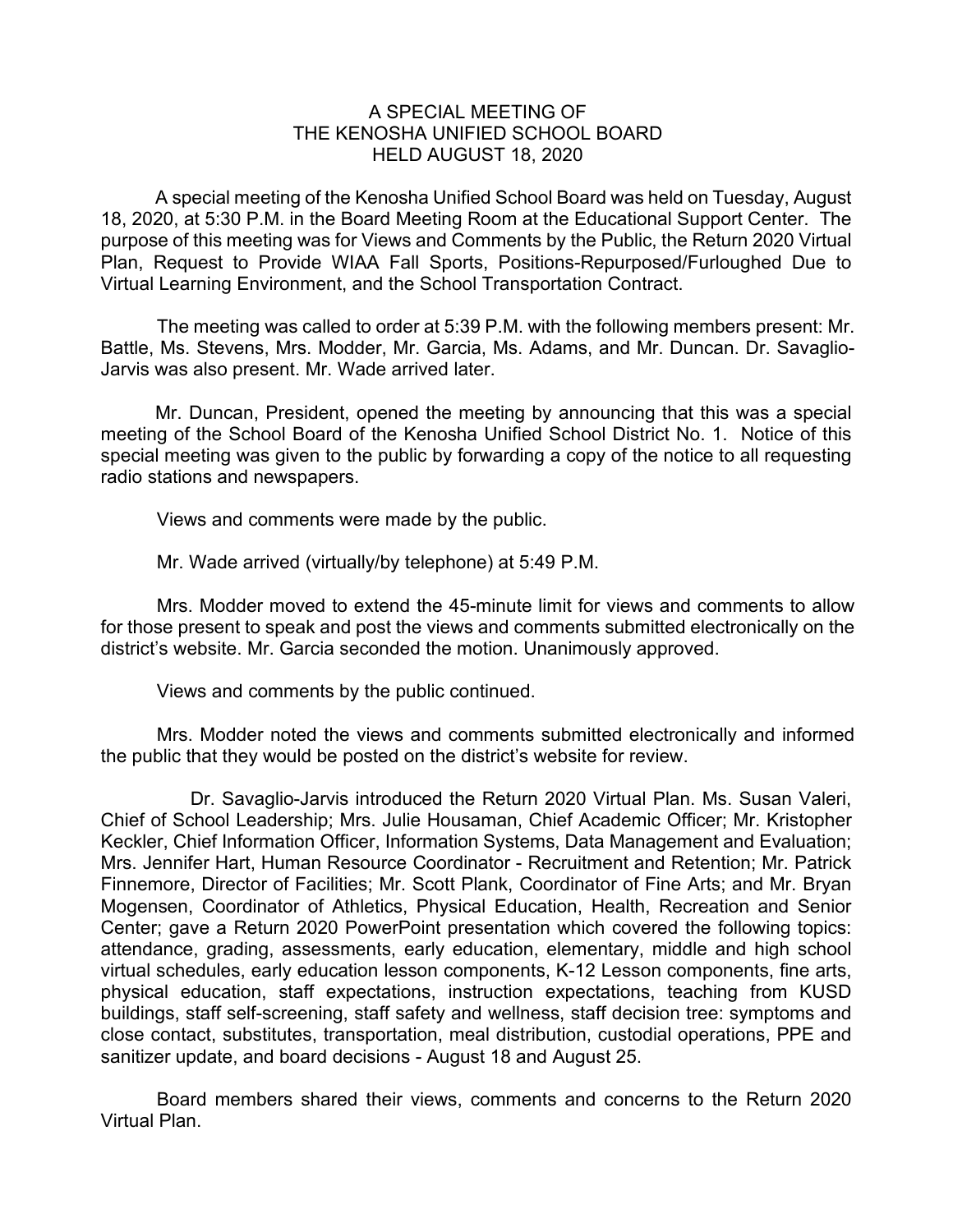# A SPECIAL MEETING OF THE KENOSHA UNIFIED SCHOOL BOARD HELD AUGUST 18, 2020

A special meeting of the Kenosha Unified School Board was held on Tuesday, August 18, 2020, at 5:30 P.M. in the Board Meeting Room at the Educational Support Center. The purpose of this meeting was for Views and Comments by the Public, the Return 2020 Virtual Plan, Request to Provide WIAA Fall Sports, Positions-Repurposed/Furloughed Due to Virtual Learning Environment, and the School Transportation Contract.

The meeting was called to order at 5:39 P.M. with the following members present: Mr. Battle, Ms. Stevens, Mrs. Modder, Mr. Garcia, Ms. Adams, and Mr. Duncan. Dr. Savaglio-Jarvis was also present. Mr. Wade arrived later.

Mr. Duncan, President, opened the meeting by announcing that this was a special meeting of the School Board of the Kenosha Unified School District No. 1. Notice of this special meeting was given to the public by forwarding a copy of the notice to all requesting radio stations and newspapers.

Views and comments were made by the public.

Mr. Wade arrived (virtually/by telephone) at 5:49 P.M.

Mrs. Modder moved to extend the 45-minute limit for views and comments to allow for those present to speak and post the views and comments submitted electronically on the district's website. Mr. Garcia seconded the motion. Unanimously approved.

Views and comments by the public continued.

Mrs. Modder noted the views and comments submitted electronically and informed the public that they would be posted on the district's website for review.

Dr. Savaglio-Jarvis introduced the Return 2020 Virtual Plan. Ms. Susan Valeri, Chief of School Leadership; Mrs. Julie Housaman, Chief Academic Officer; Mr. Kristopher Keckler, Chief Information Officer, Information Systems, Data Management and Evaluation; Mrs. Jennifer Hart, Human Resource Coordinator - Recruitment and Retention; Mr. Patrick Finnemore, Director of Facilities; Mr. Scott Plank, Coordinator of Fine Arts; and Mr. Bryan Mogensen, Coordinator of Athletics, Physical Education, Health, Recreation and Senior Center; gave a Return 2020 PowerPoint presentation which covered the following topics: attendance, grading, assessments, early education, elementary, middle and high school virtual schedules, early education lesson components, K-12 Lesson components, fine arts, physical education, staff expectations, instruction expectations, teaching from KUSD buildings, staff self-screening, staff safety and wellness, staff decision tree: symptoms and close contact, substitutes, transportation, meal distribution, custodial operations, PPE and sanitizer update, and board decisions - August 18 and August 25.

Board members shared their views, comments and concerns to the Return 2020 Virtual Plan.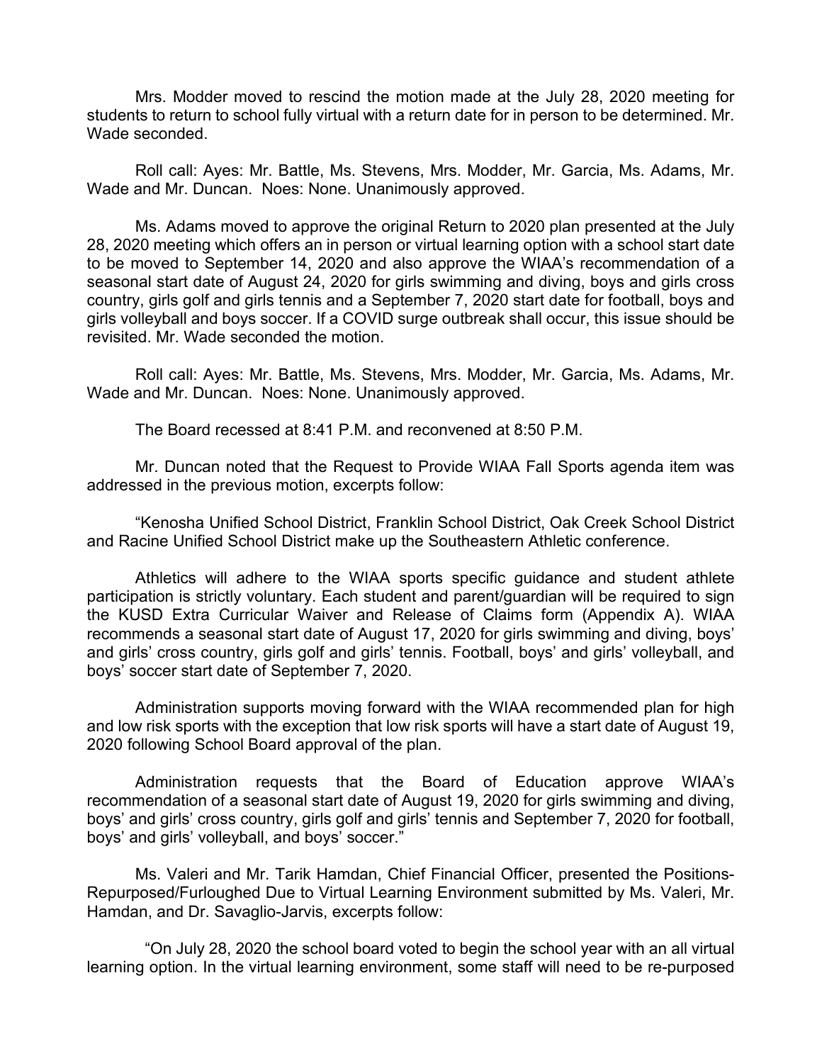Mrs. Modder moved to rescind the motion made at the July 28, 2020 meeting for students to return to school fully virtual with a return date for in person to be determined. Mr. Wade seconded.

Roll call: Ayes: Mr. Battle, Ms. Stevens, Mrs. Modder, Mr. Garcia, Ms. Adams, Mr. Wade and Mr. Duncan. Noes: None. Unanimously approved.

Ms. Adams moved to approve the original Return to 2020 plan presented at the July 28, 2020 meeting which offers an in person or virtual learning option with a school start date to be moved to September 14, 2020 and also approve the WIAA's recommendation of a seasonal start date of August 24, 2020 for girls swimming and diving, boys and girls cross country, girls golf and girls tennis and a September 7, 2020 start date for football, boys and girls volleyball and boys soccer. If a COVID surge outbreak shall occur, this issue should be revisited. Mr. Wade seconded the motion.

Roll call: Ayes: Mr. Battle, Ms. Stevens, Mrs. Modder, Mr. Garcia, Ms. Adams, Mr. Wade and Mr. Duncan. Noes: None. Unanimously approved.

The Board recessed at 8:41 P.M. and reconvened at 8:50 P.M.

Mr. Duncan noted that the Request to Provide WIAA Fall Sports agenda item was addressed in the previous motion, excerpts follow:

"Kenosha Unified School District, Franklin School District, Oak Creek School District and Racine Unified School District make up the Southeastern Athletic conference.

Athletics will adhere to the WIAA sports specific guidance and student athlete participation is strictly voluntary. Each student and parent/guardian will be required to sign the KUSD Extra Curricular Waiver and Release of Claims form (Appendix A). WIAA recommends a seasonal start date of August 17, 2020 for girls swimming and diving, boys' and girls' cross country, girls golf and girls' tennis. Football, boys' and girls' volleyball, and boys' soccer start date of September 7, 2020.

Administration supports moving forward with the WIAA recommended plan for high and low risk sports with the exception that low risk sports will have a start date of August 19, 2020 following School Board approval of the plan.

Administration requests that the Board of Education approve WIAA's recommendation of a seasonal start date of August 19, 2020 for girls swimming and diving, boys' and girls' cross country, girls golf and girls' tennis and September 7, 2020 for football, boys' and girls' volleyball, and boys' soccer."

Ms. Valeri and Mr. Tarik Hamdan, Chief Financial Officer, presented the Positions-Repurposed/Furloughed Due to Virtual Learning Environment submitted by Ms. Valeri, Mr. Hamdan, and Dr. Savaglio-Jarvis, excerpts follow:

"On July 28, 2020 the school board voted to begin the school year with an all virtual learning option. In the virtual learning environment, some staff will need to be re-purposed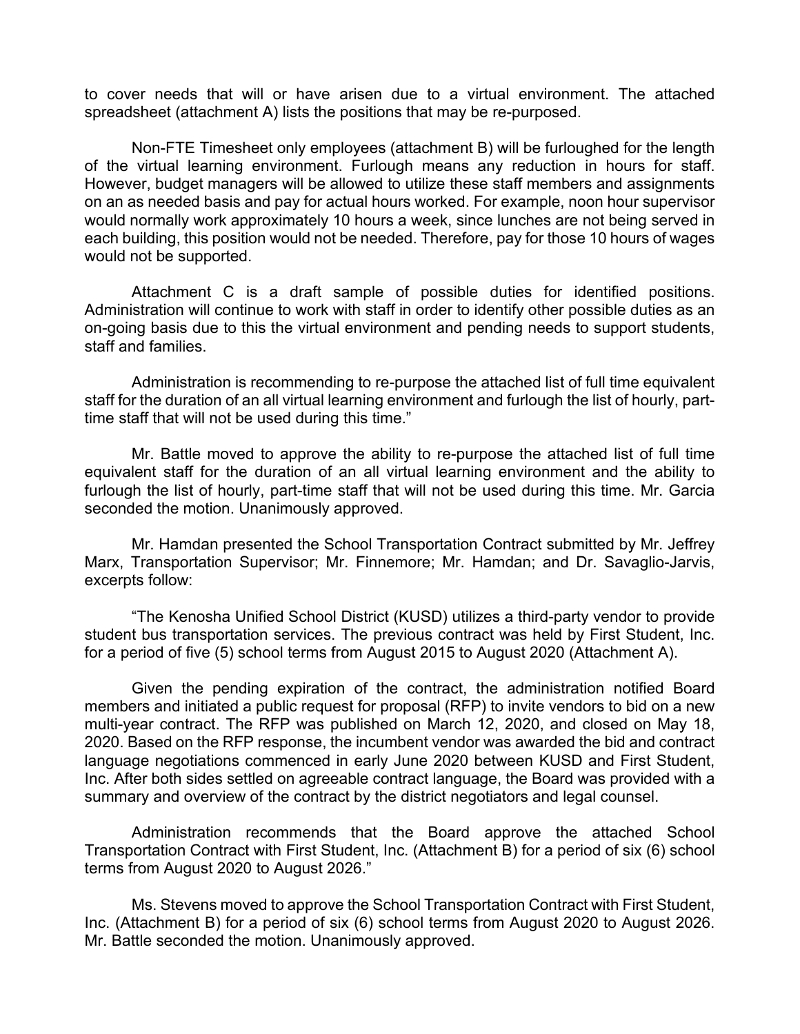to cover needs that will or have arisen due to a virtual environment. The attached spreadsheet (attachment A) lists the positions that may be re-purposed.

Non-FTE Timesheet only employees (attachment B) will be furloughed for the length of the virtual learning environment. Furlough means any reduction in hours for staff. However, budget managers will be allowed to utilize these staff members and assignments on an as needed basis and pay for actual hours worked. For example, noon hour supervisor would normally work approximately 10 hours a week, since lunches are not being served in each building, this position would not be needed. Therefore, pay for those 10 hours of wages would not be supported.

Attachment C is a draft sample of possible duties for identified positions. Administration will continue to work with staff in order to identify other possible duties as an on-going basis due to this the virtual environment and pending needs to support students, staff and families.

Administration is recommending to re-purpose the attached list of full time equivalent staff for the duration of an all virtual learning environment and furlough the list of hourly, part-time staff that will not be used during this time."

Mr. Battle moved to approve the ability to re-purpose the attached list of full time equivalent staff for the duration of an all virtual learning environment and the ability to furlough the list of hourly, part-time staff that will not be used during this time. Mr. Garcia seconded the motion. Unanimously approved.

Mr. Hamdan presented the School Transportation Contract submitted by Mr. Jeffrey Marx, Transportation Supervisor; Mr. Finnemore; Mr. Hamdan; and Dr. Savaglio-Jarvis, excerpts follow:

"The Kenosha Unified School District (KUSD) utilizes a third-party vendor to provide student bus transportation services. The previous contract was held by First Student, Inc. for a period of five (5) school terms from August 2015 to August 2020 (Attachment A).

Given the pending expiration of the contract, the administration notified Board members and initiated a public request for proposal (RFP) to invite vendors to bid on a new multi-year contract. The RFP was published on March 12, 2020, and closed on May 18, 2020. Based on the RFP response, the incumbent vendor was awarded the bid and contract language negotiations commenced in early June 2020 between KUSD and First Student, Inc. After both sides settled on agreeable contract language, the Board was provided with a summary and overview of the contract by the district negotiators and legal counsel.

Administration recommends that the Board approve the attached School Transportation Contract with First Student, Inc. (Attachment B) for a period of six (6) school terms from August 2020 to August 2026."

Ms. Stevens moved to approve the School Transportation Contract with First Student, Inc. (Attachment B) for a period of six (6) school terms from August 2020 to August 2026. Mr. Battle seconded the motion. Unanimously approved.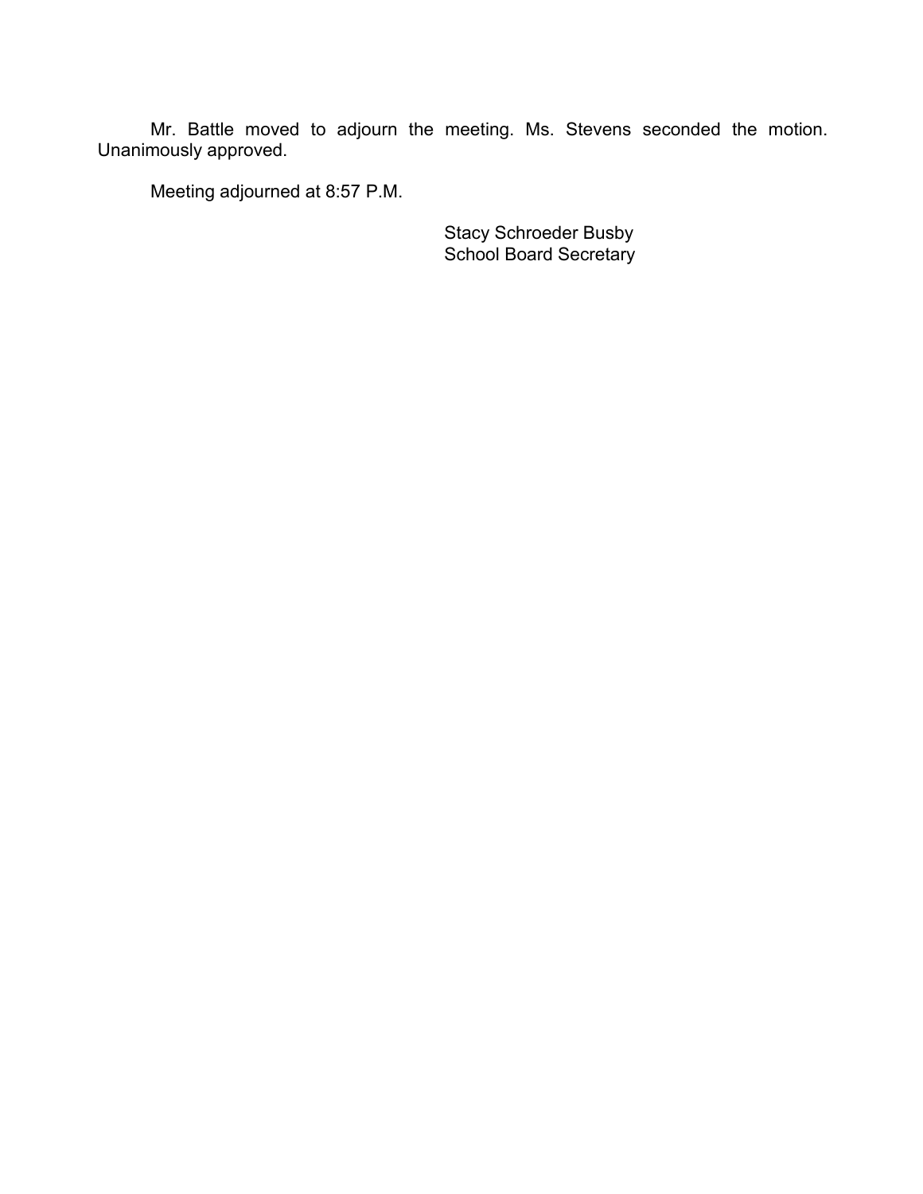Mr. Battle moved to adjourn the meeting. Ms. Stevens seconded the motion. Unanimously approved.

Meeting adjourned at 8:57 P.M.

Stacy Schroeder Busby
School Board Secretary